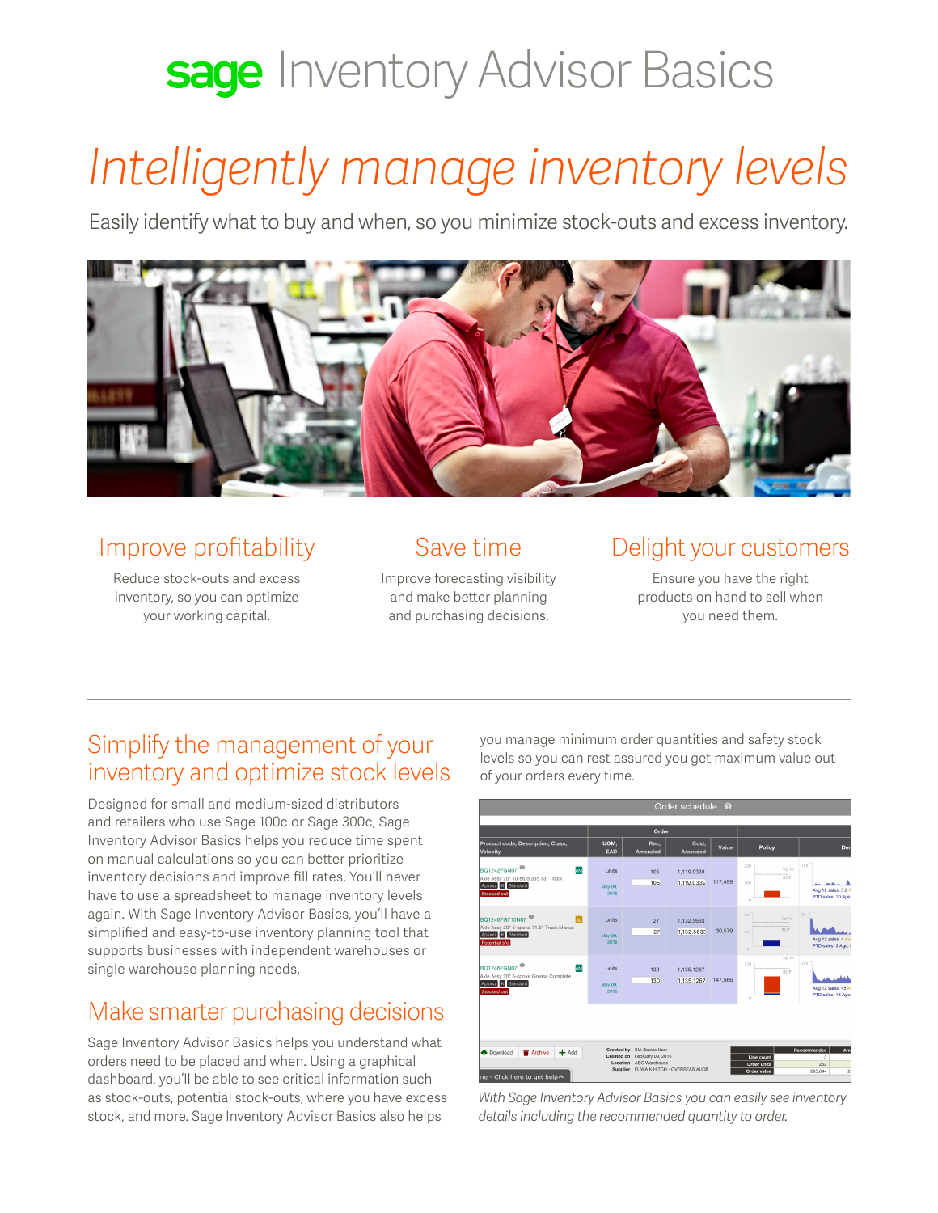# sage Inventory Advisor Basics

## Intelligently manage inventory levels

Easily identify what to buy and when, so you minimize stock-outs and excess inventory.

### Improve profitability

Reduce stock-outs and excess inventory, so you can optimize your working capital.

### Save time

Improve forecasting visibility and make better planning and purchasing decisions.

### Delight your customers

Ensure you have the right products on hand to sell when you need them.

## Simplify the management of your inventory and optimize stock levels

Designed for small and medium-sized distributors and retailers who use Sage 100c or Sage 300c, Sage Inventory Advisor Basics helps you reduce time spent on manual calculations so you can better prioritize inventory decisions and improve fill rates. You'll never have to use a spreadsheet to manage inventory levels again. With Sage Inventory Advisor Basics, you'll have a simplified and easy-to-use inventory planning tool that supports businesses with independent warehouses or single warehouse planning needs.

## Make smarter purchasing decisions

Sage Inventory Advisor Basics helps you understand what orders need to be placed and when. Using a graphical dashboard, you'll be able to see critical information such as stock-outs, potential stock-outs, where you have excess stock, and more. Sage Inventory Advisor Basics also helps you manage minimum order quantities and safety stock levels so you can rest assured you get maximum value out of your orders every time.

*With Sage Inventory Advisor Basics you can easily see inventory details including the recommended quantity to order.*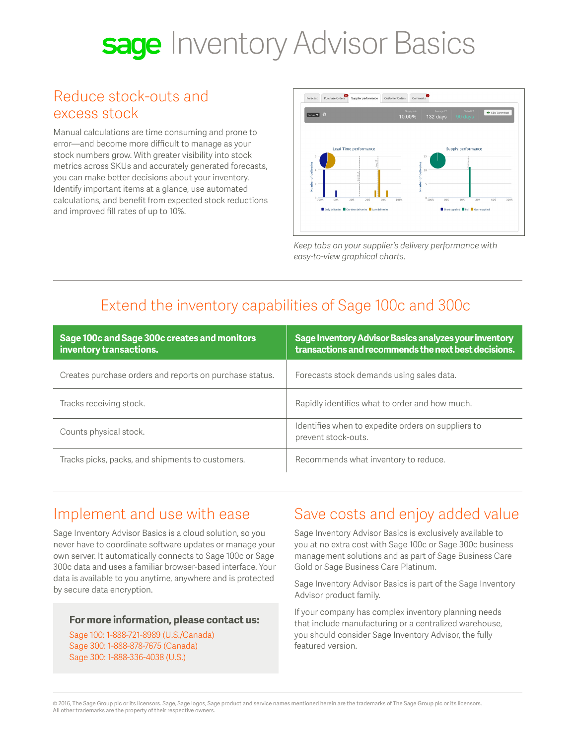# sage Inventory Advisor Basics

## Reduce stock-outs and excess stock

Manual calculations are time consuming and prone to error—and become more difficult to manage as your stock numbers grow. With greater visibility into stock metrics across SKUs and accurately generated forecasts, you can make better decisions about your inventory. Identify important items at a glance, use automated calculations, and benefit from expected stock reductions and improved fill rates of up to 10%.

Forecast | Purchase Orders | Supplier performance | Customer Orders | Comments

Table | 10.00% | 132 days | 90 days | CSV Download

Lead Time performance

Supply performance

*Keep tabs on your supplier's delivery performance with easy-to-view graphical charts.*

## Extend the inventory capabilities of Sage 100c and 300c

| Sage 100c and Sage 300c creates and monitors inventory transactions. | Sage Inventory Advisor Basics analyzes your inventory transactions and recommends the next best decisions. |
|---|---|
| Creates purchase orders and reports on purchase status. | Forecasts stock demands using sales data. |
| Tracks receiving stock. | Rapidly identifies what to order and how much. |
| Counts physical stock. | Identifies when to expedite orders on suppliers to prevent stock-outs. |
| Tracks picks, packs, and shipments to customers. | Recommends what inventory to reduce. |

## Implement and use with ease

Sage Inventory Advisor Basics is a cloud solution, so you never have to coordinate software updates or manage your own server. It automatically connects to Sage 100c or Sage 300c data and uses a familiar browser-based interface. Your data is available to you anytime, anywhere and is protected by secure data encryption.

**For more information, please contact us:**

Sage 100: 1-888-721-8989 (U.S./Canada)
Sage 300: 1-888-878-7675 (Canada)
Sage 300: 1-888-336-4038 (U.S.)

## Save costs and enjoy added value

Sage Inventory Advisor Basics is exclusively available to you at no extra cost with Sage 100c or Sage 300c business management solutions and as part of Sage Business Care Gold or Sage Business Care Platinum.

Sage Inventory Advisor Basics is part of the Sage Inventory Advisor product family.

If your company has complex inventory planning needs that include manufacturing or a centralized warehouse, you should consider Sage Inventory Advisor, the fully featured version.

© 2016, The Sage Group plc or its licensors. Sage, Sage logos, Sage product and service names mentioned herein are the trademarks of The Sage Group plc or its licensors. All other trademarks are the property of their respective owners.